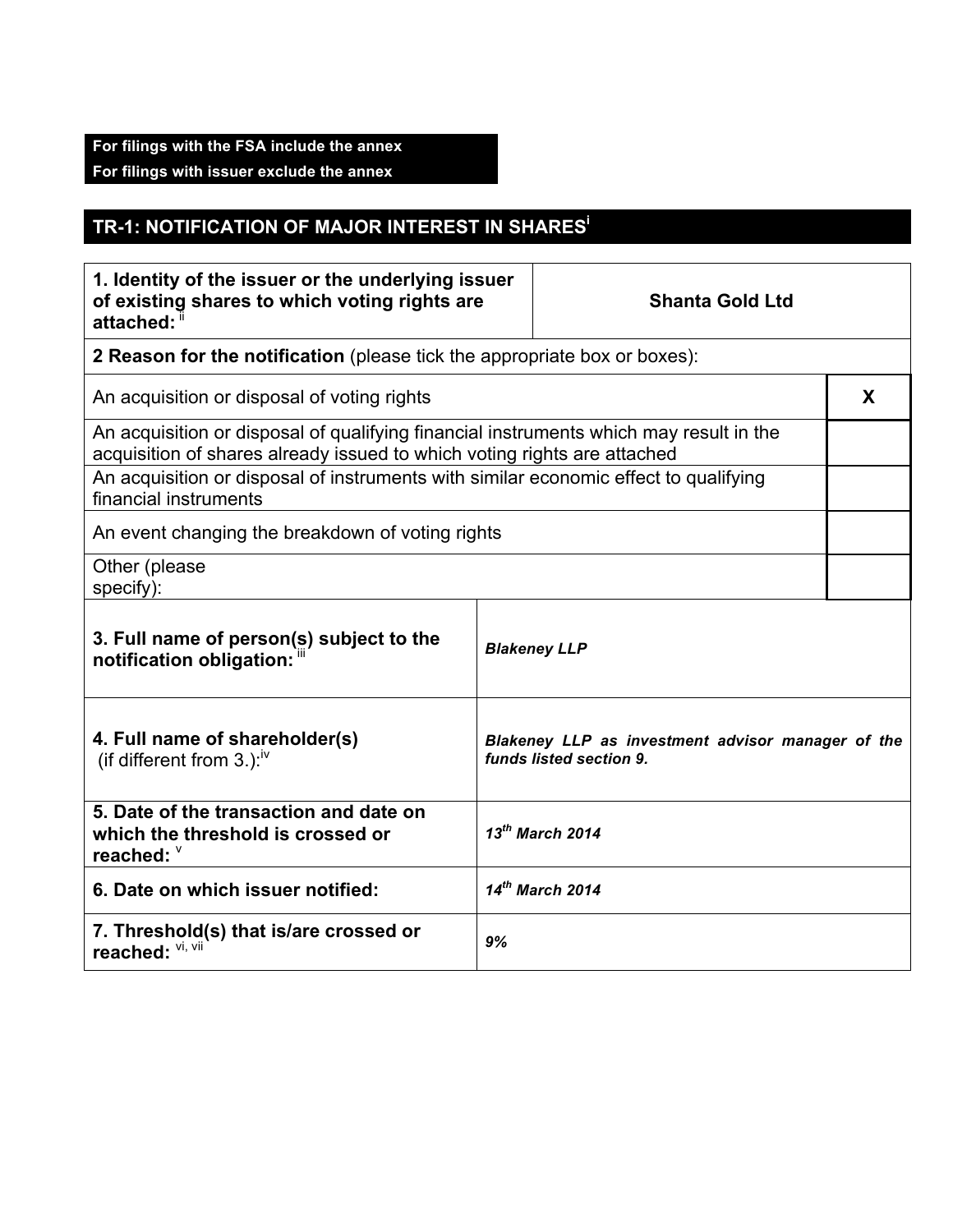**For filings with the FSA include the annex**
**For filings with issuer exclude the annex**

## TR-1: NOTIFICATION OF MAJOR INTEREST IN SHARES[i]

| **1. Identity of the issuer or the underlying issuer of existing shares to which voting rights are attached:** [ii] | **Shanta Gold Ltd** |
|---|---|

**2 Reason for the notification** (please tick the appropriate box or boxes):

| | |
|---|---|
| An acquisition or disposal of voting rights | X |
| An acquisition or disposal of qualifying financial instruments which may result in the acquisition of shares already issued to which voting rights are attached | |
| An acquisition or disposal of instruments with similar economic effect to qualifying financial instruments | |
| An event changing the breakdown of voting rights | |
| Other (please specify): | |

| | |
|---|---|
| **3. Full name of person(s) subject to the notification obligation:** [iii] | ***Blakeney LLP*** |
| **4. Full name of shareholder(s)** (if different from 3.):[iv] | ***Blakeney LLP as investment advisor manager of the funds listed section 9.*** |
| **5. Date of the transaction and date on which the threshold is crossed or reached:** [v] | ***13th March 2014*** |
| **6. Date on which issuer notified:** | ***14th March 2014*** |
| **7. Threshold(s) that is/are crossed or reached:** [vi, vii] | ***9%*** |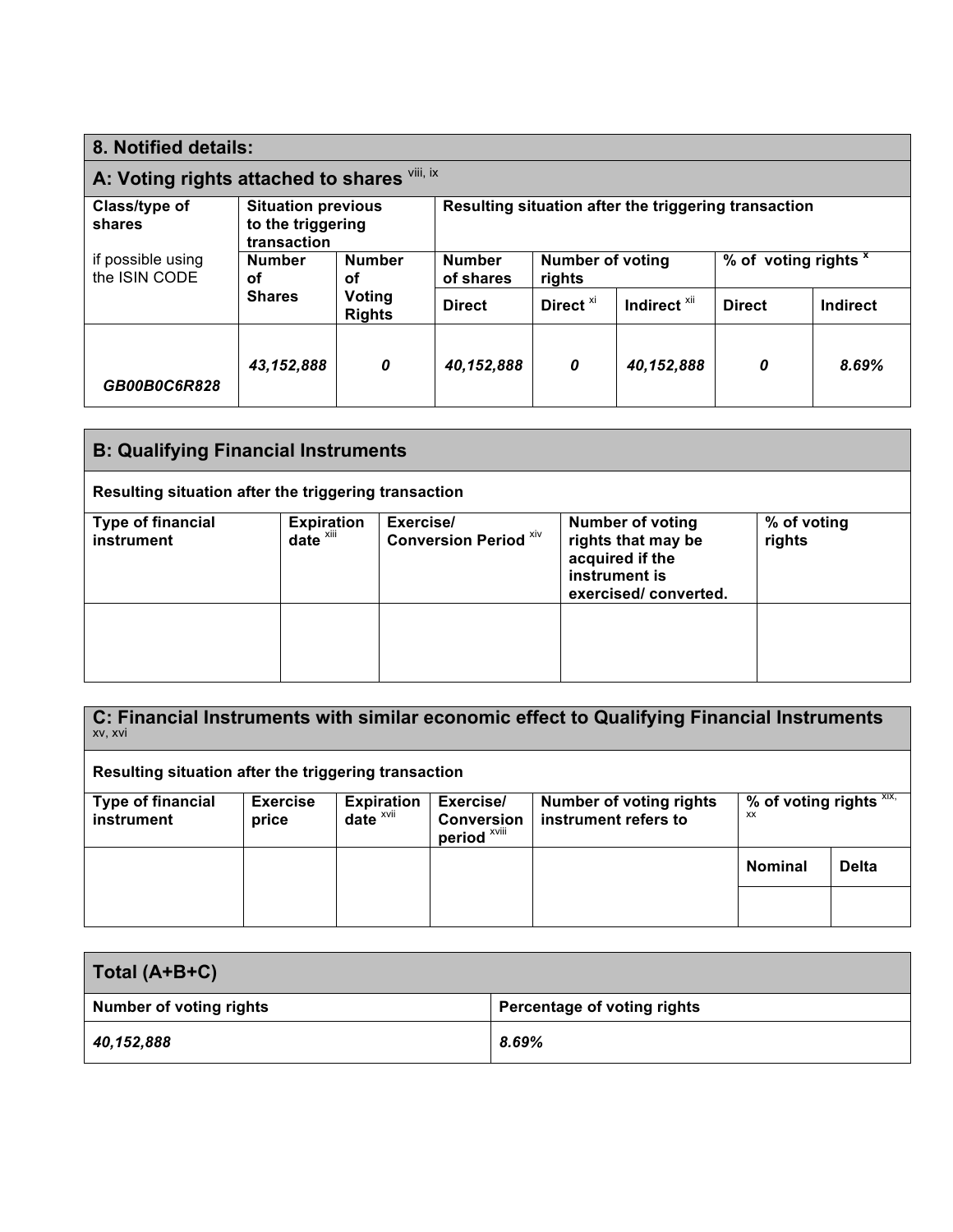## 8. Notified details:

### A: Voting rights attached to shares [viii, ix]

| Class/type of shares if possible using the ISIN CODE | Situation previous to the triggering transaction | | Resulting situation after the triggering transaction | | | | |
|---|---|---|---|---|---|---|---|
| | Number of Shares | Number of Voting Rights | Number of shares | Number of voting rights | | % of voting rights [x] | |
| | | | Direct | Direct [xi] | Indirect [xii] | Direct | Indirect |
| *GB00B0C6R828* | *43,152,888* | *0* | *40,152,888* | *0* | *40,152,888* | *0* | *8.69%* |

### B: Qualifying Financial Instruments

Resulting situation after the triggering transaction

| Type of financial instrument | Expiration date [xiii] | Exercise/ Conversion Period [xiv] | Number of voting rights that may be acquired if the instrument is exercised/ converted. | % of voting rights |
|---|---|---|---|---|
| | | | | |

### C: Financial Instruments with similar economic effect to Qualifying Financial Instruments [xv, xvi]

Resulting situation after the triggering transaction

| Type of financial instrument | Exercise price | Expiration date [xvii] | Exercise/ Conversion period [xviii] | Number of voting rights instrument refers to | % of voting rights [xix, xx] | |
|---|---|---|---|---|---|---|
| | | | | | Nominal | Delta |
| | | | | | | |

### Total (A+B+C)

| Number of voting rights | Percentage of voting rights |
|---|---|
| *40,152,888* | *8.69%* |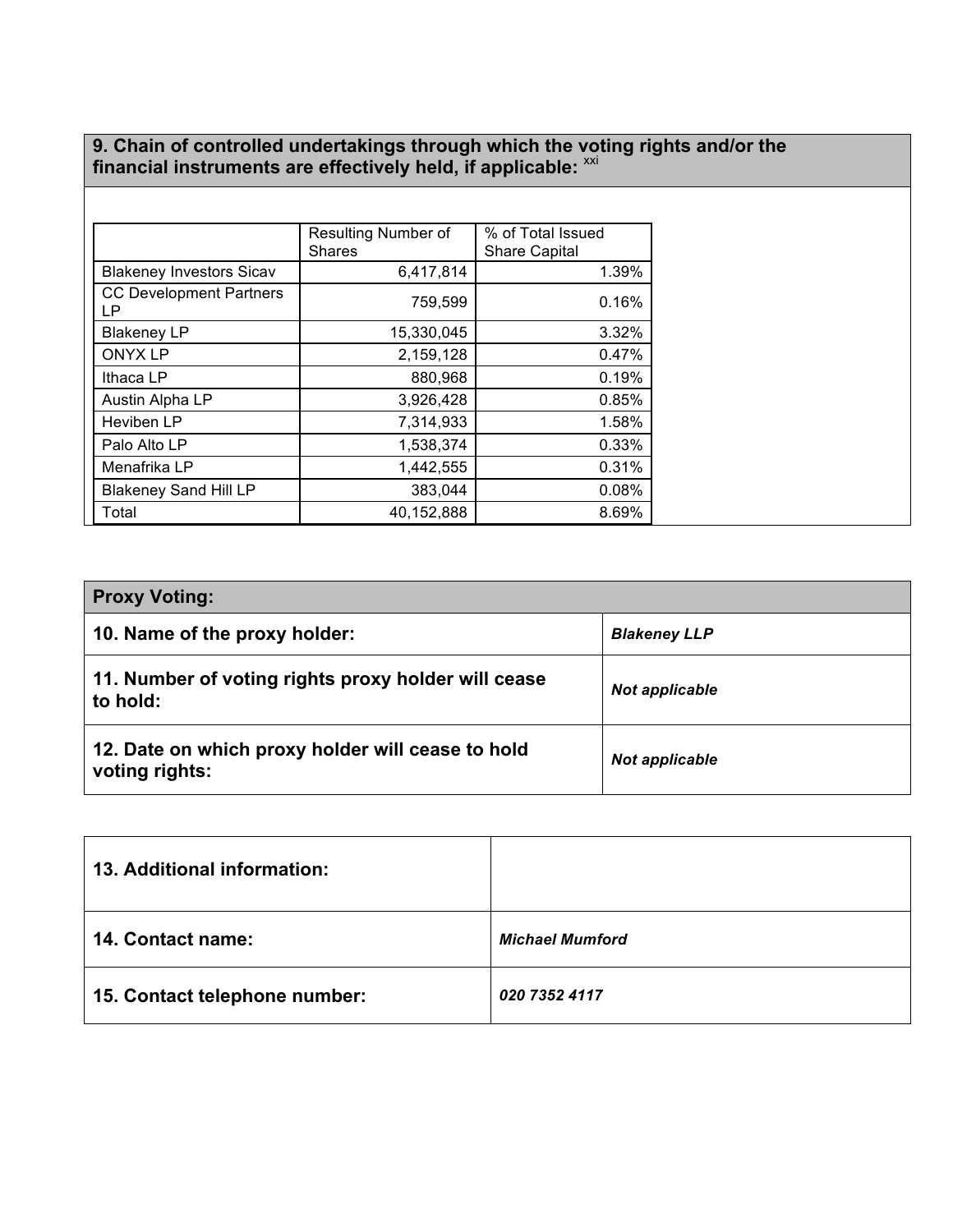**9. Chain of controlled undertakings through which the voting rights and/or the financial instruments are effectively held, if applicable:** [xxi]

| | Resulting Number of Shares | % of Total Issued Share Capital |
|---|---|---|
| Blakeney Investors Sicav | 6,417,814 | 1.39% |
| CC Development Partners LP | 759,599 | 0.16% |
| Blakeney LP | 15,330,045 | 3.32% |
| ONYX LP | 2,159,128 | 0.47% |
| Ithaca LP | 880,968 | 0.19% |
| Austin Alpha LP | 3,926,428 | 0.85% |
| Heviben LP | 7,314,933 | 1.58% |
| Palo Alto LP | 1,538,374 | 0.33% |
| Menafrika LP | 1,442,555 | 0.31% |
| Blakeney Sand Hill LP | 383,044 | 0.08% |
| Total | 40,152,888 | 8.69% |

| **Proxy Voting:** | |
|---|---|
| **10. Name of the proxy holder:** | ***Blakeney LLP*** |
| **11. Number of voting rights proxy holder will cease to hold:** | ***Not applicable*** |
| **12. Date on which proxy holder will cease to hold voting rights:** | ***Not applicable*** |

| | |
|---|---|
| **13. Additional information:** | |
| **14. Contact name:** | ***Michael Mumford*** |
| **15. Contact telephone number:** | ***020 7352 4117*** |